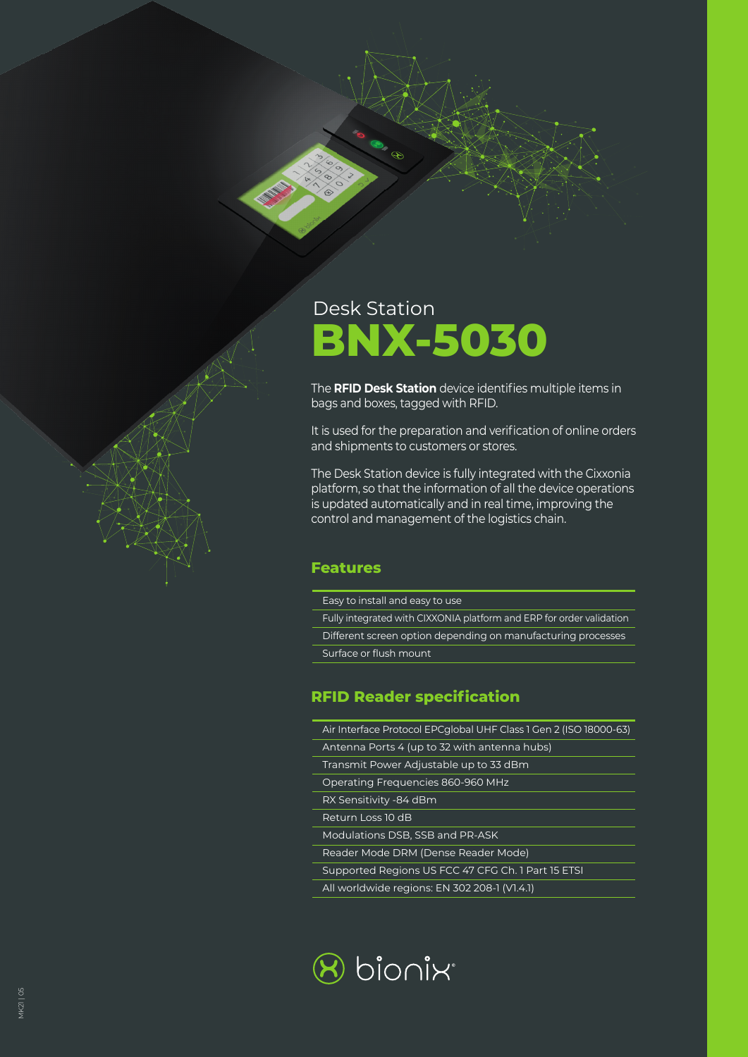Desk Station

# BNX-5030

The **RFID Desk Station** device identifies multiple items in bags and boxes, tagged with RFID.

It is used for the preparation and verification of online orders and shipments to customers or stores.

The Desk Station device is fully integrated with the Cixxonia platform, so that the information of all the device operations is updated automatically and in real time, improving the control and management of the logistics chain.

## Features

- Easy to install and easy to use
- Fully integrated with CIXXONIA platform and ERP for order validation
- Different screen option depending on manufacturing processes
- Surface or flush mount

## RFID Reader specification

- Air Interface Protocol EPCglobal UHF Class 1 Gen 2 (ISO 18000-63)
- Antenna Ports 4 (up to 32 with antenna hubs)
- Transmit Power Adjustable up to 33 dBm
- Operating Frequencies 860-960 MHz
- RX Sensitivity -84 dBm
- Return Loss 10 dB
- Modulations DSB, SSB and PR-ASK
- Reader Mode DRM (Dense Reader Mode)
- Supported Regions US FCC 47 CFG Ch. 1 Part 15 ETSI
- All worldwide regions: EN 302 208-1 (V1.4.1)

bionix®

MK21 | 05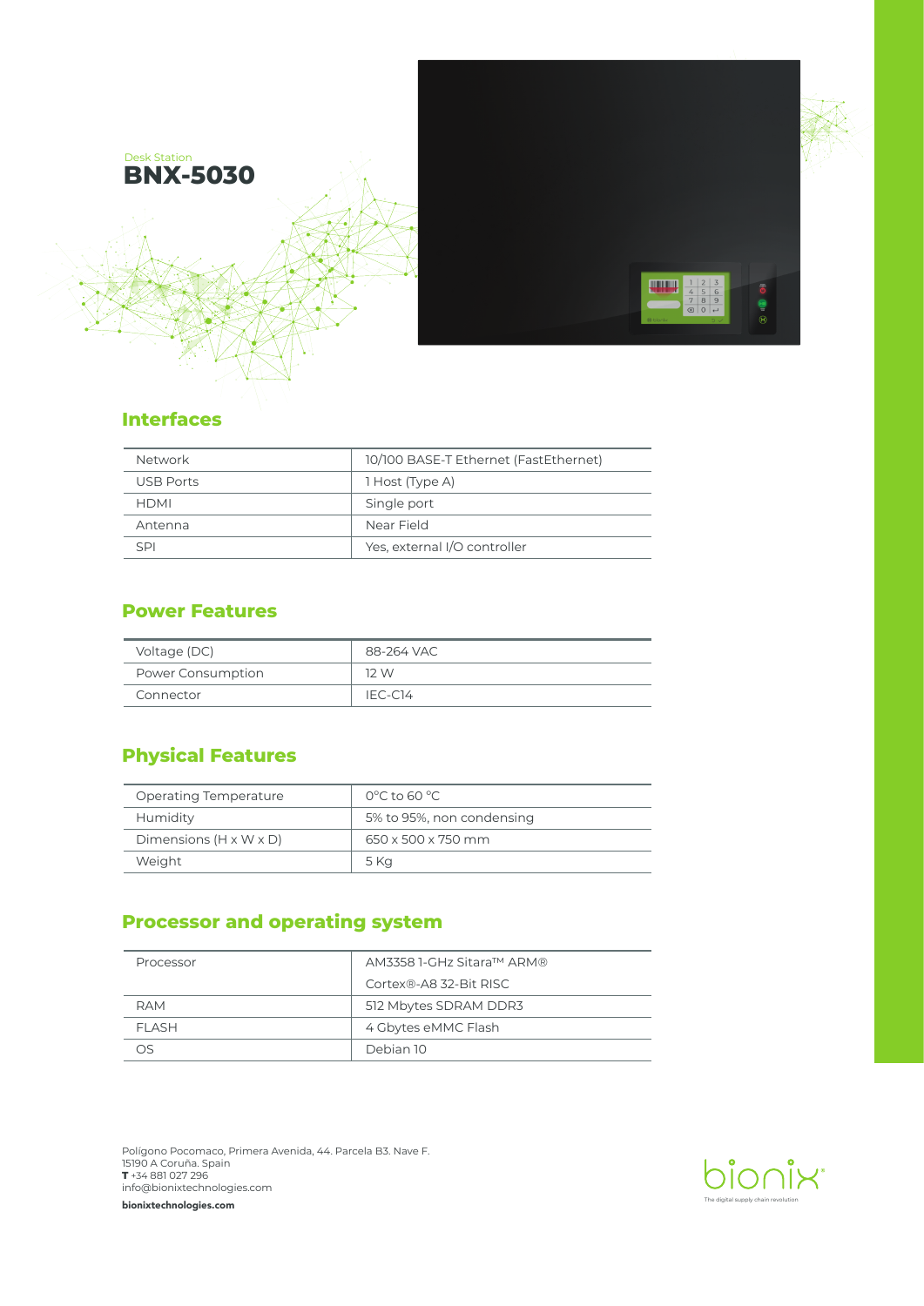Desk Station

# BNX-5030

## Interfaces

| | |
|---|---|
| Network | 10/100 BASE-T Ethernet (FastEthernet) |
| USB Ports | 1 Host (Type A) |
| HDMI | Single port |
| Antenna | Near Field |
| SPI | Yes, external I/O controller |

## Power Features

| | |
|---|---|
| Voltage (DC) | 88-264 VAC |
| Power Consumption | 12 W |
| Connector | IEC-C14 |

## Physical Features

| | |
|---|---|
| Operating Temperature | 0°C to 60 °C |
| Humidity | 5% to 95%, non condensing |
| Dimensions (H x W x D) | 650 x 500 x 750 mm |
| Weight | 5 Kg |

## Processor and operating system

| | |
|---|---|
| Processor | AM3358 1-GHz Sitara™ ARM® Cortex®-A8 32-Bit RISC |
| RAM | 512 Mbytes SDRAM DDR3 |
| FLASH | 4 Gbytes eMMC Flash |
| OS | Debian 10 |

Polígono Pocomaco, Primera Avenida, 44. Parcela B3. Nave F.
15190 A Coruña. Spain
**T** +34 881 027 296
info@bionixtechnologies.com

**bionixtechnologies.com**

bionix
The digital supply chain revolution